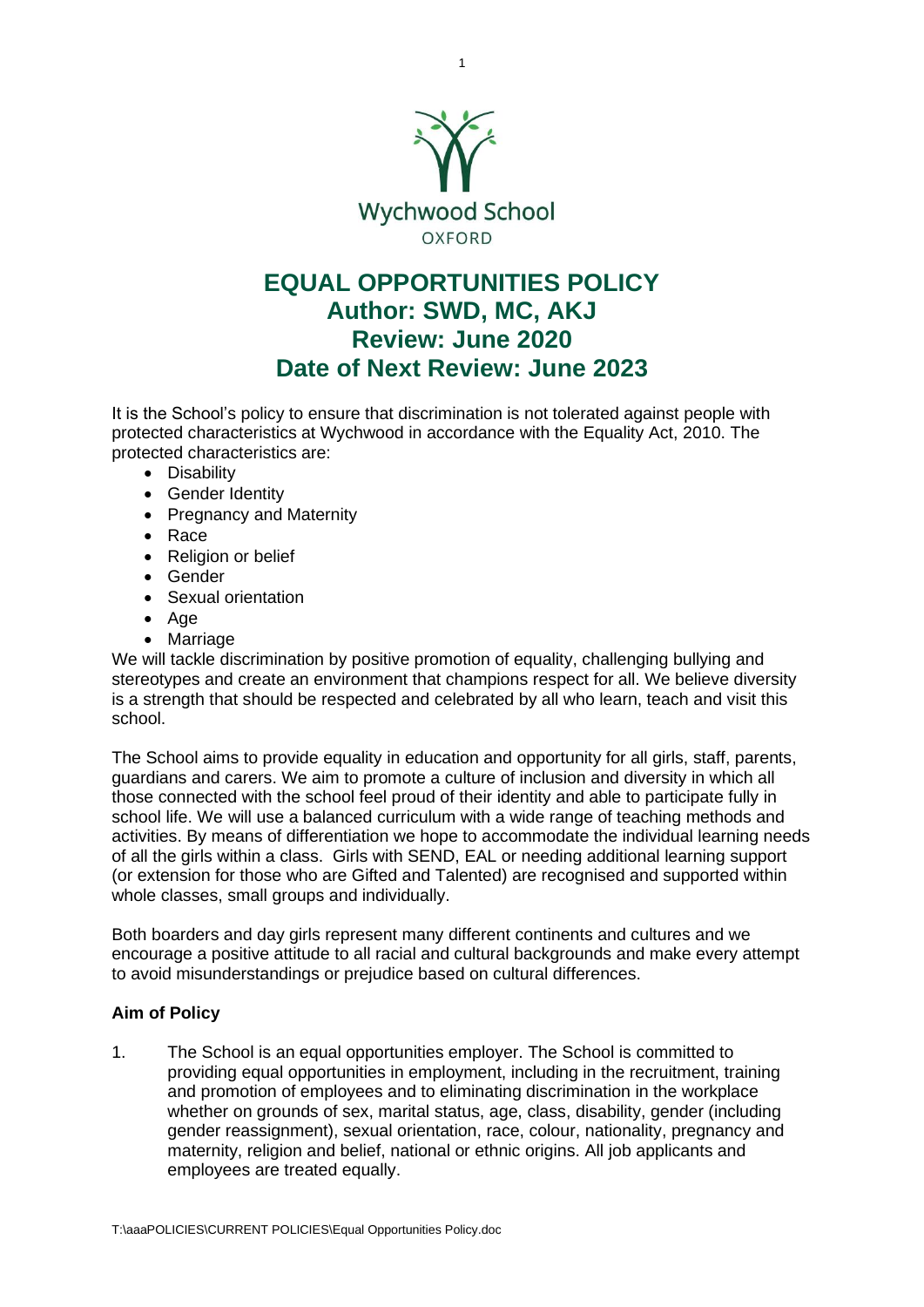Wychwood School

OXFORD

# EQUAL OPPORTUNITIES POLICY

## Author: SWD, MC, AKJ

## Review: June 2020

## Date of Next Review: June 2023

It is the School's policy to ensure that discrimination is not tolerated against people with protected characteristics at Wychwood in accordance with the Equality Act, 2010. The protected characteristics are:

- Disability
- Gender Identity
- Pregnancy and Maternity
- Race
- Religion or belief
- Gender
- Sexual orientation
- Age
- Marriage

We will tackle discrimination by positive promotion of equality, challenging bullying and stereotypes and create an environment that champions respect for all. We believe diversity is a strength that should be respected and celebrated by all who learn, teach and visit this school.

The School aims to provide equality in education and opportunity for all girls, staff, parents, guardians and carers. We aim to promote a culture of inclusion and diversity in which all those connected with the school feel proud of their identity and able to participate fully in school life. We will use a balanced curriculum with a wide range of teaching methods and activities. By means of differentiation we hope to accommodate the individual learning needs of all the girls within a class. Girls with SEND, EAL or needing additional learning support (or extension for those who are Gifted and Talented) are recognised and supported within whole classes, small groups and individually.

Both boarders and day girls represent many different continents and cultures and we encourage a positive attitude to all racial and cultural backgrounds and make every attempt to avoid misunderstandings or prejudice based on cultural differences.

**Aim of Policy**

1. The School is an equal opportunities employer. The School is committed to providing equal opportunities in employment, including in the recruitment, training and promotion of employees and to eliminating discrimination in the workplace whether on grounds of sex, marital status, age, class, disability, gender (including gender reassignment), sexual orientation, race, colour, nationality, pregnancy and maternity, religion and belief, national or ethnic origins. All job applicants and employees are treated equally.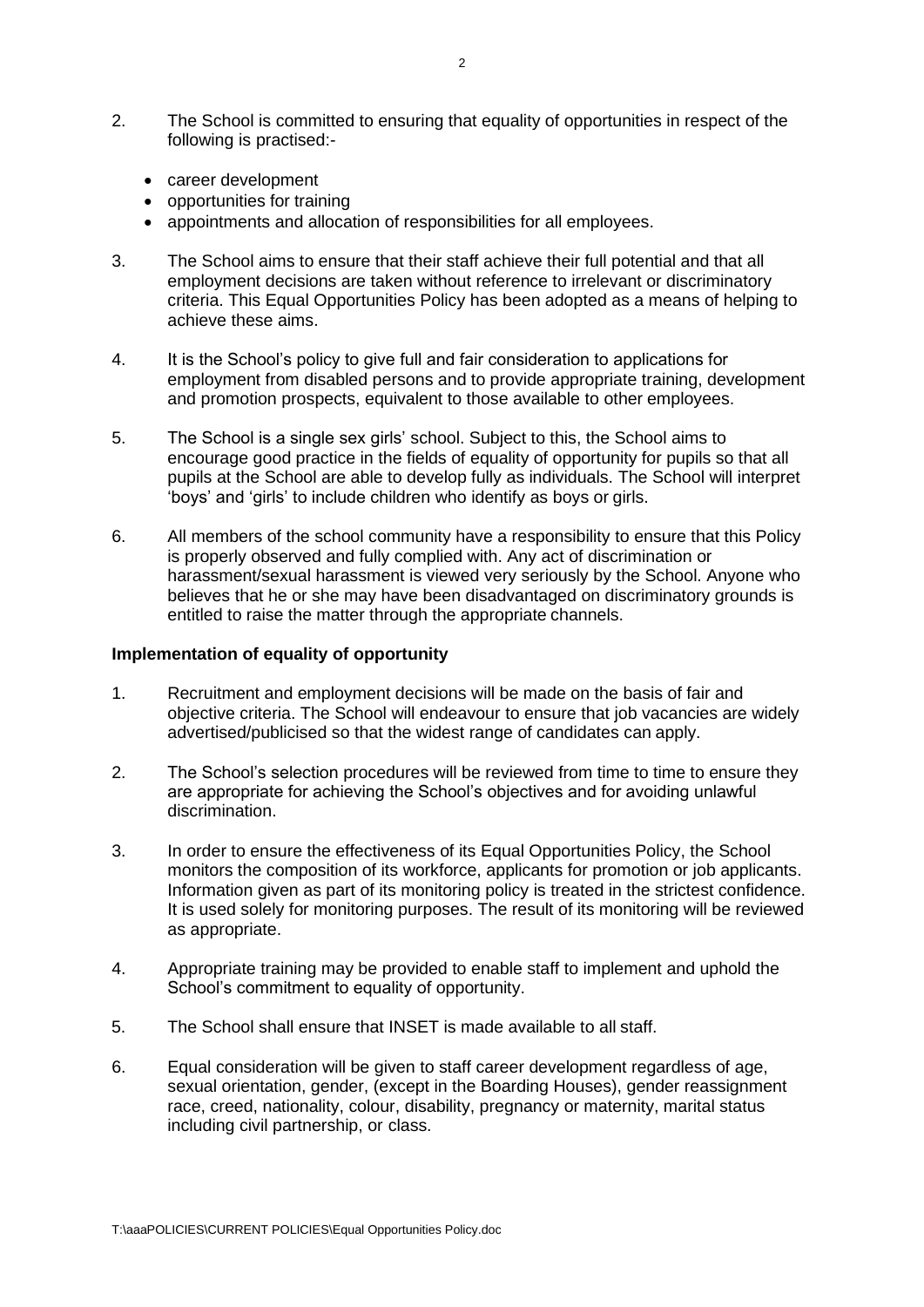2. The School is committed to ensuring that equality of opportunities in respect of the following is practised:-

   - career development
   - opportunities for training
   - appointments and allocation of responsibilities for all employees.

3. The School aims to ensure that their staff achieve their full potential and that all employment decisions are taken without reference to irrelevant or discriminatory criteria. This Equal Opportunities Policy has been adopted as a means of helping to achieve these aims.

4. It is the School's policy to give full and fair consideration to applications for employment from disabled persons and to provide appropriate training, development and promotion prospects, equivalent to those available to other employees.

5. The School is a single sex girls' school. Subject to this, the School aims to encourage good practice in the fields of equality of opportunity for pupils so that all pupils at the School are able to develop fully as individuals. The School will interpret 'boys' and 'girls' to include children who identify as boys or girls.

6. All members of the school community have a responsibility to ensure that this Policy is properly observed and fully complied with. Any act of discrimination or harassment/sexual harassment is viewed very seriously by the School. Anyone who believes that he or she may have been disadvantaged on discriminatory grounds is entitled to raise the matter through the appropriate channels.

**Implementation of equality of opportunity**

1. Recruitment and employment decisions will be made on the basis of fair and objective criteria. The School will endeavour to ensure that job vacancies are widely advertised/publicised so that the widest range of candidates can apply.

2. The School's selection procedures will be reviewed from time to time to ensure they are appropriate for achieving the School's objectives and for avoiding unlawful discrimination.

3. In order to ensure the effectiveness of its Equal Opportunities Policy, the School monitors the composition of its workforce, applicants for promotion or job applicants. Information given as part of its monitoring policy is treated in the strictest confidence. It is used solely for monitoring purposes. The result of its monitoring will be reviewed as appropriate.

4. Appropriate training may be provided to enable staff to implement and uphold the School's commitment to equality of opportunity.

5. The School shall ensure that INSET is made available to all staff.

6. Equal consideration will be given to staff career development regardless of age, sexual orientation, gender, (except in the Boarding Houses), gender reassignment race, creed, nationality, colour, disability, pregnancy or maternity, marital status including civil partnership, or class.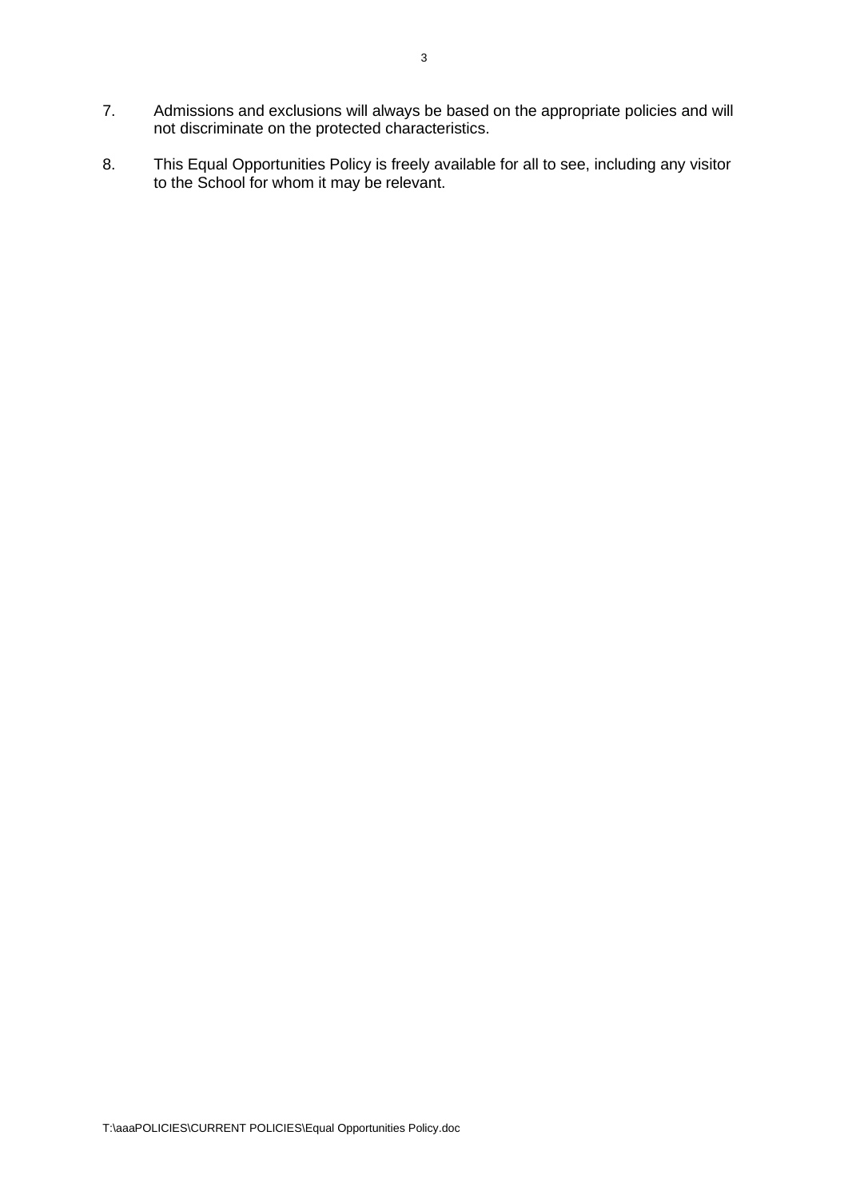7. Admissions and exclusions will always be based on the appropriate policies and will not discriminate on the protected characteristics.

8. This Equal Opportunities Policy is freely available for all to see, including any visitor to the School for whom it may be relevant.